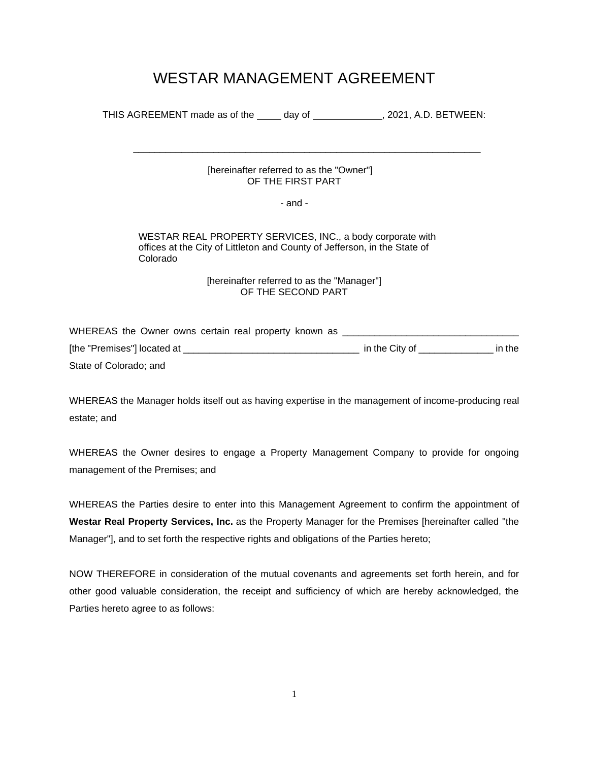# WESTAR MANAGEMENT AGREEMENT

THIS AGREEMENT made as of the ____ day of ____________, 2021, A.D. BETWEEN:

_______________________________________________________________

[hereinafter referred to as the "Owner"]
OF THE FIRST PART

- and -

WESTAR REAL PROPERTY SERVICES, INC., a body corporate with offices at the City of Littleton and County of Jefferson, in the State of Colorado

[hereinafter referred to as the "Manager"]
OF THE SECOND PART

WHEREAS the Owner owns certain real property known as ________________________________ [the "Premises"] located at ________________________________ in the City of ______________ in the State of Colorado; and

WHEREAS the Manager holds itself out as having expertise in the management of income-producing real estate; and

WHEREAS the Owner desires to engage a Property Management Company to provide for ongoing management of the Premises; and

WHEREAS the Parties desire to enter into this Management Agreement to confirm the appointment of **Westar Real Property Services, Inc.** as the Property Manager for the Premises [hereinafter called "the Manager"], and to set forth the respective rights and obligations of the Parties hereto;

NOW THEREFORE in consideration of the mutual covenants and agreements set forth herein, and for other good valuable consideration, the receipt and sufficiency of which are hereby acknowledged, the Parties hereto agree to as follows: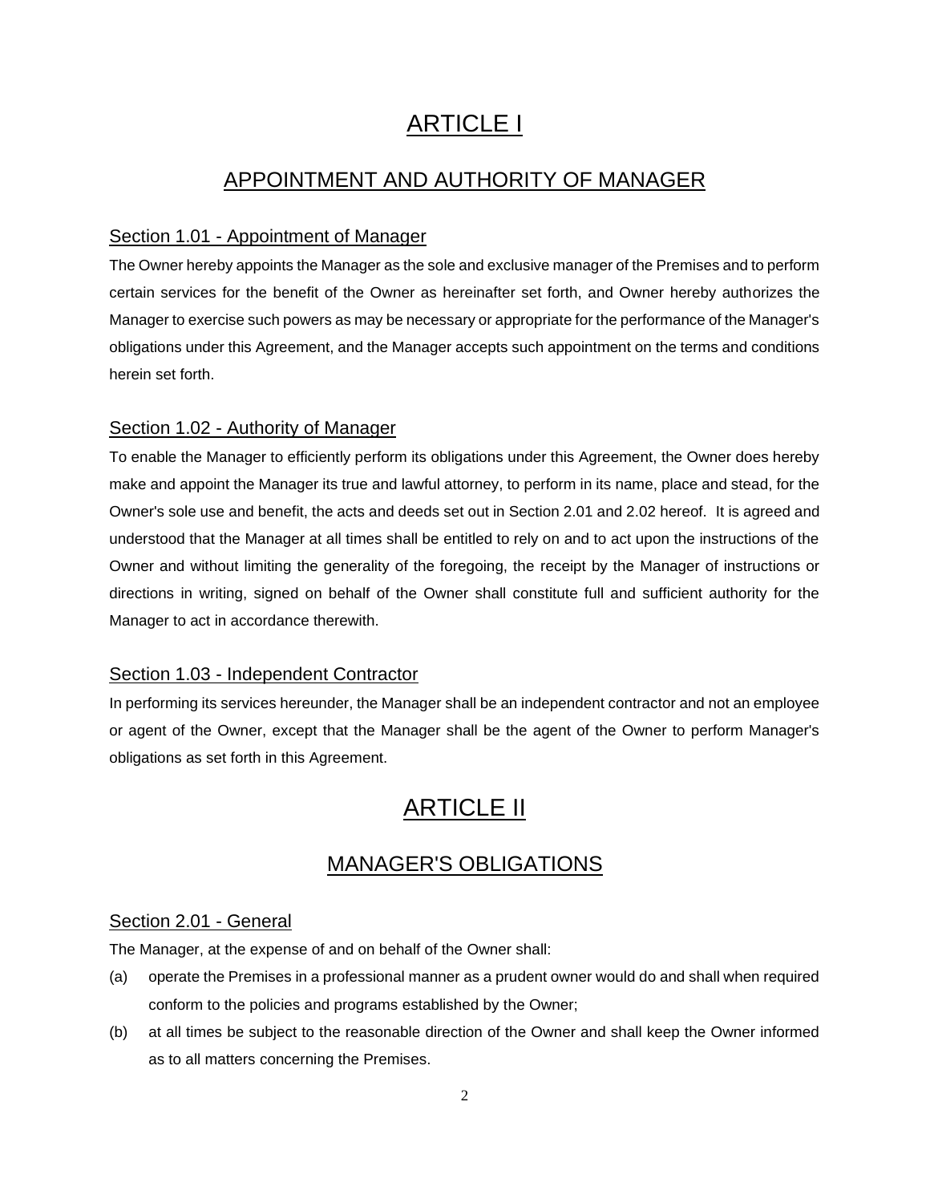# ARTICLE I

## APPOINTMENT AND AUTHORITY OF MANAGER

### Section 1.01 - Appointment of Manager

The Owner hereby appoints the Manager as the sole and exclusive manager of the Premises and to perform certain services for the benefit of the Owner as hereinafter set forth, and Owner hereby authorizes the Manager to exercise such powers as may be necessary or appropriate for the performance of the Manager's obligations under this Agreement, and the Manager accepts such appointment on the terms and conditions herein set forth.

### Section 1.02 - Authority of Manager

To enable the Manager to efficiently perform its obligations under this Agreement, the Owner does hereby make and appoint the Manager its true and lawful attorney, to perform in its name, place and stead, for the Owner's sole use and benefit, the acts and deeds set out in Section 2.01 and 2.02 hereof. It is agreed and understood that the Manager at all times shall be entitled to rely on and to act upon the instructions of the Owner and without limiting the generality of the foregoing, the receipt by the Manager of instructions or directions in writing, signed on behalf of the Owner shall constitute full and sufficient authority for the Manager to act in accordance therewith.

### Section 1.03 - Independent Contractor

In performing its services hereunder, the Manager shall be an independent contractor and not an employee or agent of the Owner, except that the Manager shall be the agent of the Owner to perform Manager's obligations as set forth in this Agreement.

# ARTICLE II

## MANAGER'S OBLIGATIONS

### Section 2.01 - General

The Manager, at the expense of and on behalf of the Owner shall:

(a) operate the Premises in a professional manner as a prudent owner would do and shall when required conform to the policies and programs established by the Owner;

(b) at all times be subject to the reasonable direction of the Owner and shall keep the Owner informed as to all matters concerning the Premises.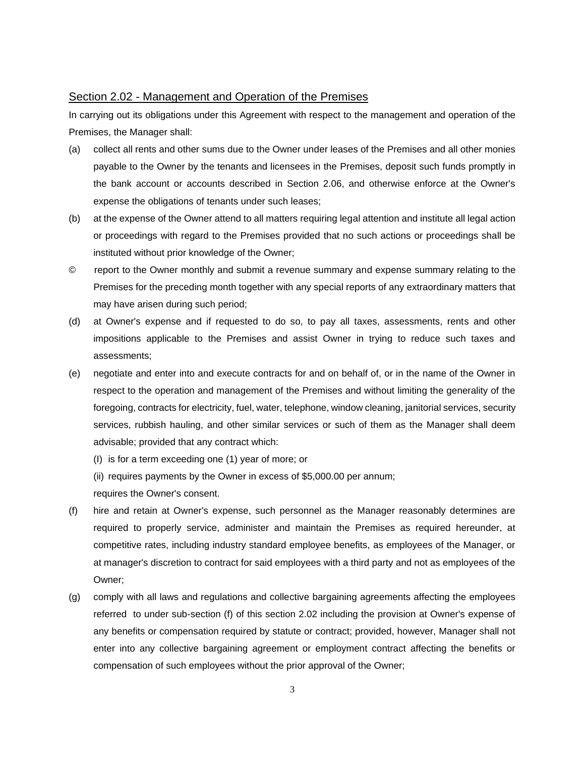Section 2.02 - Management and Operation of the Premises

In carrying out its obligations under this Agreement with respect to the management and operation of the Premises, the Manager shall:

(a) collect all rents and other sums due to the Owner under leases of the Premises and all other monies payable to the Owner by the tenants and licensees in the Premises, deposit such funds promptly in the bank account or accounts described in Section 2.06, and otherwise enforce at the Owner's expense the obligations of tenants under such leases;

(b) at the expense of the Owner attend to all matters requiring legal attention and institute all legal action or proceedings with regard to the Premises provided that no such actions or proceedings shall be instituted without prior knowledge of the Owner;

© report to the Owner monthly and submit a revenue summary and expense summary relating to the Premises for the preceding month together with any special reports of any extraordinary matters that may have arisen during such period;

(d) at Owner's expense and if requested to do so, to pay all taxes, assessments, rents and other impositions applicable to the Premises and assist Owner in trying to reduce such taxes and assessments;

(e) negotiate and enter into and execute contracts for and on behalf of, or in the name of the Owner in respect to the operation and management of the Premises and without limiting the generality of the foregoing, contracts for electricity, fuel, water, telephone, window cleaning, janitorial services, security services, rubbish hauling, and other similar services or such of them as the Manager shall deem advisable; provided that any contract which:

   (I) is for a term exceeding one (1) year of more; or

   (ii) requires payments by the Owner in excess of $5,000.00 per annum;

   requires the Owner's consent.

(f) hire and retain at Owner's expense, such personnel as the Manager reasonably determines are required to properly service, administer and maintain the Premises as required hereunder, at competitive rates, including industry standard employee benefits, as employees of the Manager, or at manager's discretion to contract for said employees with a third party and not as employees of the Owner;

(g) comply with all laws and regulations and collective bargaining agreements affecting the employees referred to under sub-section (f) of this section 2.02 including the provision at Owner's expense of any benefits or compensation required by statute or contract; provided, however, Manager shall not enter into any collective bargaining agreement or employment contract affecting the benefits or compensation of such employees without the prior approval of the Owner;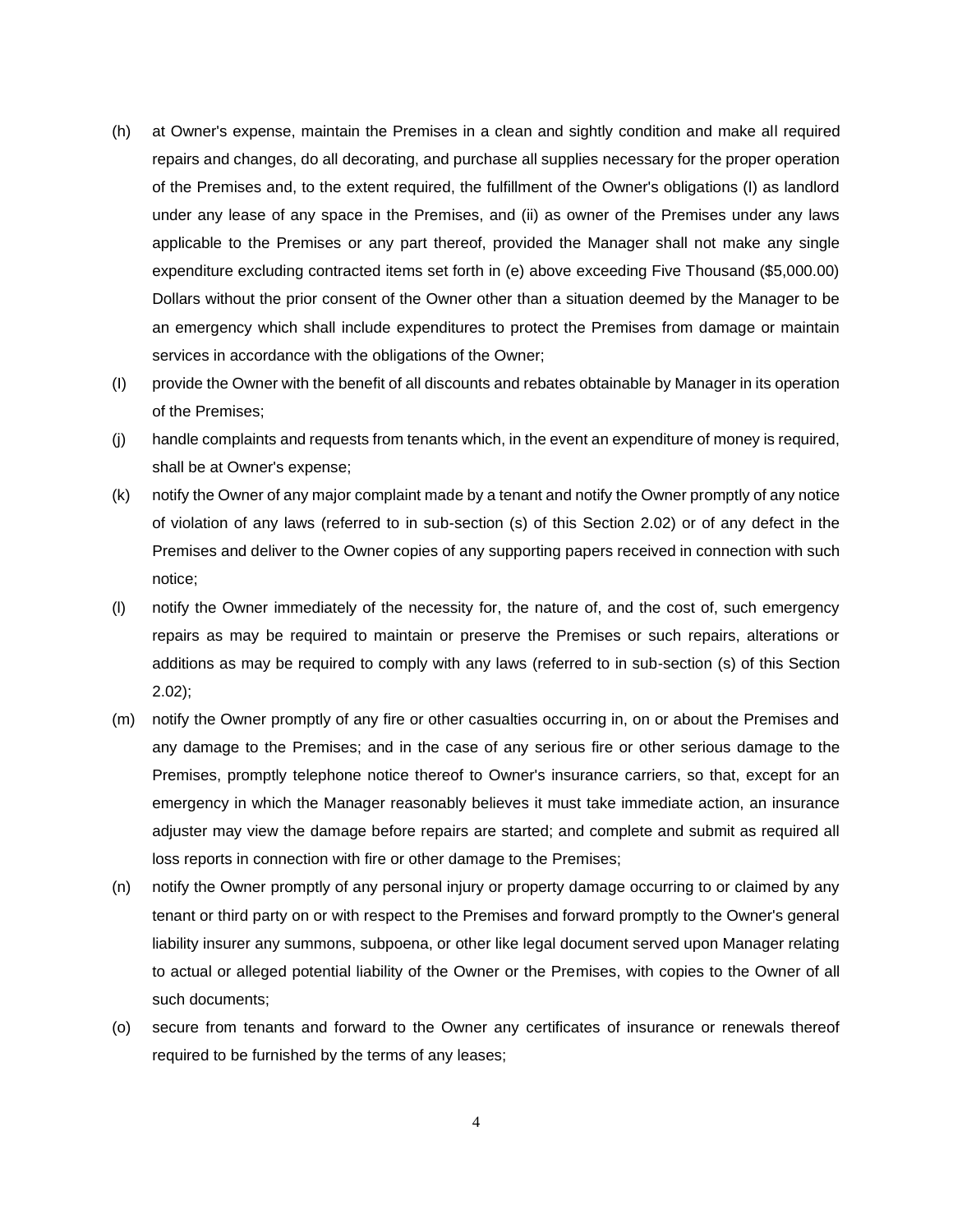(h) at Owner's expense, maintain the Premises in a clean and sightly condition and make all required repairs and changes, do all decorating, and purchase all supplies necessary for the proper operation of the Premises and, to the extent required, the fulfillment of the Owner's obligations (I) as landlord under any lease of any space in the Premises, and (ii) as owner of the Premises under any laws applicable to the Premises or any part thereof, provided the Manager shall not make any single expenditure excluding contracted items set forth in (e) above exceeding Five Thousand ($5,000.00) Dollars without the prior consent of the Owner other than a situation deemed by the Manager to be an emergency which shall include expenditures to protect the Premises from damage or maintain services in accordance with the obligations of the Owner;

(I) provide the Owner with the benefit of all discounts and rebates obtainable by Manager in its operation of the Premises;

(j) handle complaints and requests from tenants which, in the event an expenditure of money is required, shall be at Owner's expense;

(k) notify the Owner of any major complaint made by a tenant and notify the Owner promptly of any notice of violation of any laws (referred to in sub-section (s) of this Section 2.02) or of any defect in the Premises and deliver to the Owner copies of any supporting papers received in connection with such notice;

(l) notify the Owner immediately of the necessity for, the nature of, and the cost of, such emergency repairs as may be required to maintain or preserve the Premises or such repairs, alterations or additions as may be required to comply with any laws (referred to in sub-section (s) of this Section 2.02);

(m) notify the Owner promptly of any fire or other casualties occurring in, on or about the Premises and any damage to the Premises; and in the case of any serious fire or other serious damage to the Premises, promptly telephone notice thereof to Owner's insurance carriers, so that, except for an emergency in which the Manager reasonably believes it must take immediate action, an insurance adjuster may view the damage before repairs are started; and complete and submit as required all loss reports in connection with fire or other damage to the Premises;

(n) notify the Owner promptly of any personal injury or property damage occurring to or claimed by any tenant or third party on or with respect to the Premises and forward promptly to the Owner's general liability insurer any summons, subpoena, or other like legal document served upon Manager relating to actual or alleged potential liability of the Owner or the Premises, with copies to the Owner of all such documents;

(o) secure from tenants and forward to the Owner any certificates of insurance or renewals thereof required to be furnished by the terms of any leases;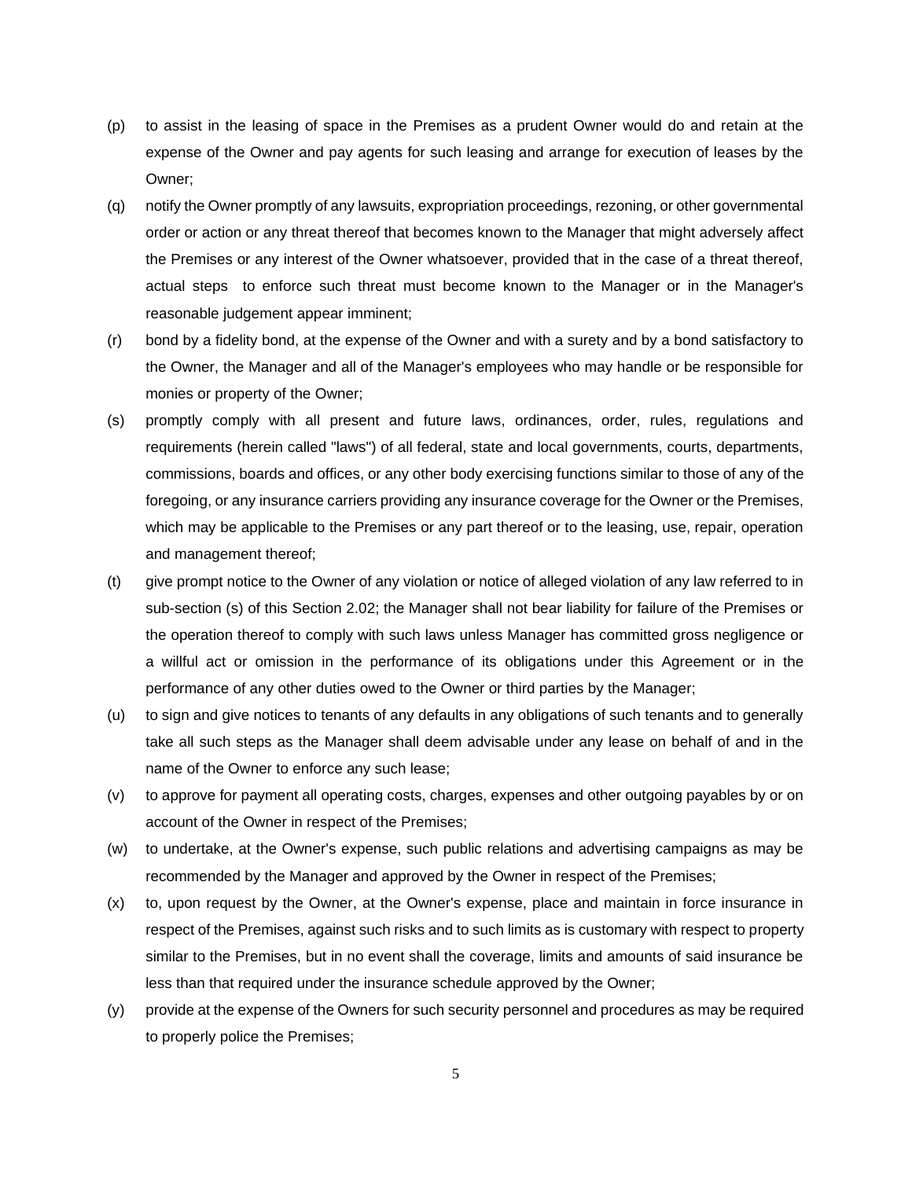(p) to assist in the leasing of space in the Premises as a prudent Owner would do and retain at the expense of the Owner and pay agents for such leasing and arrange for execution of leases by the Owner;

(q) notify the Owner promptly of any lawsuits, expropriation proceedings, rezoning, or other governmental order or action or any threat thereof that becomes known to the Manager that might adversely affect the Premises or any interest of the Owner whatsoever, provided that in the case of a threat thereof, actual steps to enforce such threat must become known to the Manager or in the Manager's reasonable judgement appear imminent;

(r) bond by a fidelity bond, at the expense of the Owner and with a surety and by a bond satisfactory to the Owner, the Manager and all of the Manager's employees who may handle or be responsible for monies or property of the Owner;

(s) promptly comply with all present and future laws, ordinances, order, rules, regulations and requirements (herein called "laws") of all federal, state and local governments, courts, departments, commissions, boards and offices, or any other body exercising functions similar to those of any of the foregoing, or any insurance carriers providing any insurance coverage for the Owner or the Premises, which may be applicable to the Premises or any part thereof or to the leasing, use, repair, operation and management thereof;

(t) give prompt notice to the Owner of any violation or notice of alleged violation of any law referred to in sub-section (s) of this Section 2.02; the Manager shall not bear liability for failure of the Premises or the operation thereof to comply with such laws unless Manager has committed gross negligence or a willful act or omission in the performance of its obligations under this Agreement or in the performance of any other duties owed to the Owner or third parties by the Manager;

(u) to sign and give notices to tenants of any defaults in any obligations of such tenants and to generally take all such steps as the Manager shall deem advisable under any lease on behalf of and in the name of the Owner to enforce any such lease;

(v) to approve for payment all operating costs, charges, expenses and other outgoing payables by or on account of the Owner in respect of the Premises;

(w) to undertake, at the Owner's expense, such public relations and advertising campaigns as may be recommended by the Manager and approved by the Owner in respect of the Premises;

(x) to, upon request by the Owner, at the Owner's expense, place and maintain in force insurance in respect of the Premises, against such risks and to such limits as is customary with respect to property similar to the Premises, but in no event shall the coverage, limits and amounts of said insurance be less than that required under the insurance schedule approved by the Owner;

(y) provide at the expense of the Owners for such security personnel and procedures as may be required to properly police the Premises;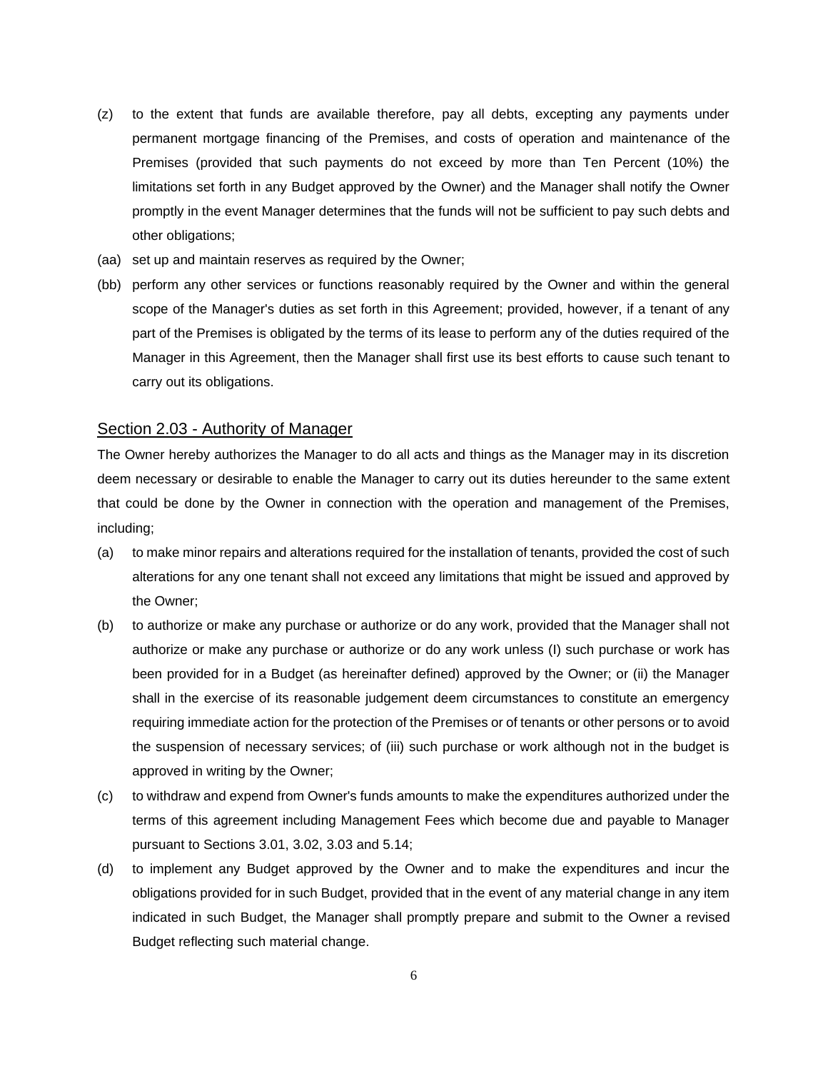(z) to the extent that funds are available therefore, pay all debts, excepting any payments under permanent mortgage financing of the Premises, and costs of operation and maintenance of the Premises (provided that such payments do not exceed by more than Ten Percent (10%) the limitations set forth in any Budget approved by the Owner) and the Manager shall notify the Owner promptly in the event Manager determines that the funds will not be sufficient to pay such debts and other obligations;

(aa) set up and maintain reserves as required by the Owner;

(bb) perform any other services or functions reasonably required by the Owner and within the general scope of the Manager's duties as set forth in this Agreement; provided, however, if a tenant of any part of the Premises is obligated by the terms of its lease to perform any of the duties required of the Manager in this Agreement, then the Manager shall first use its best efforts to cause such tenant to carry out its obligations.

## Section 2.03 - Authority of Manager

The Owner hereby authorizes the Manager to do all acts and things as the Manager may in its discretion deem necessary or desirable to enable the Manager to carry out its duties hereunder to the same extent that could be done by the Owner in connection with the operation and management of the Premises, including;

(a) to make minor repairs and alterations required for the installation of tenants, provided the cost of such alterations for any one tenant shall not exceed any limitations that might be issued and approved by the Owner;

(b) to authorize or make any purchase or authorize or do any work, provided that the Manager shall not authorize or make any purchase or authorize or do any work unless (I) such purchase or work has been provided for in a Budget (as hereinafter defined) approved by the Owner; or (ii) the Manager shall in the exercise of its reasonable judgement deem circumstances to constitute an emergency requiring immediate action for the protection of the Premises or of tenants or other persons or to avoid the suspension of necessary services; of (iii) such purchase or work although not in the budget is approved in writing by the Owner;

(c) to withdraw and expend from Owner's funds amounts to make the expenditures authorized under the terms of this agreement including Management Fees which become due and payable to Manager pursuant to Sections 3.01, 3.02, 3.03 and 5.14;

(d) to implement any Budget approved by the Owner and to make the expenditures and incur the obligations provided for in such Budget, provided that in the event of any material change in any item indicated in such Budget, the Manager shall promptly prepare and submit to the Owner a revised Budget reflecting such material change.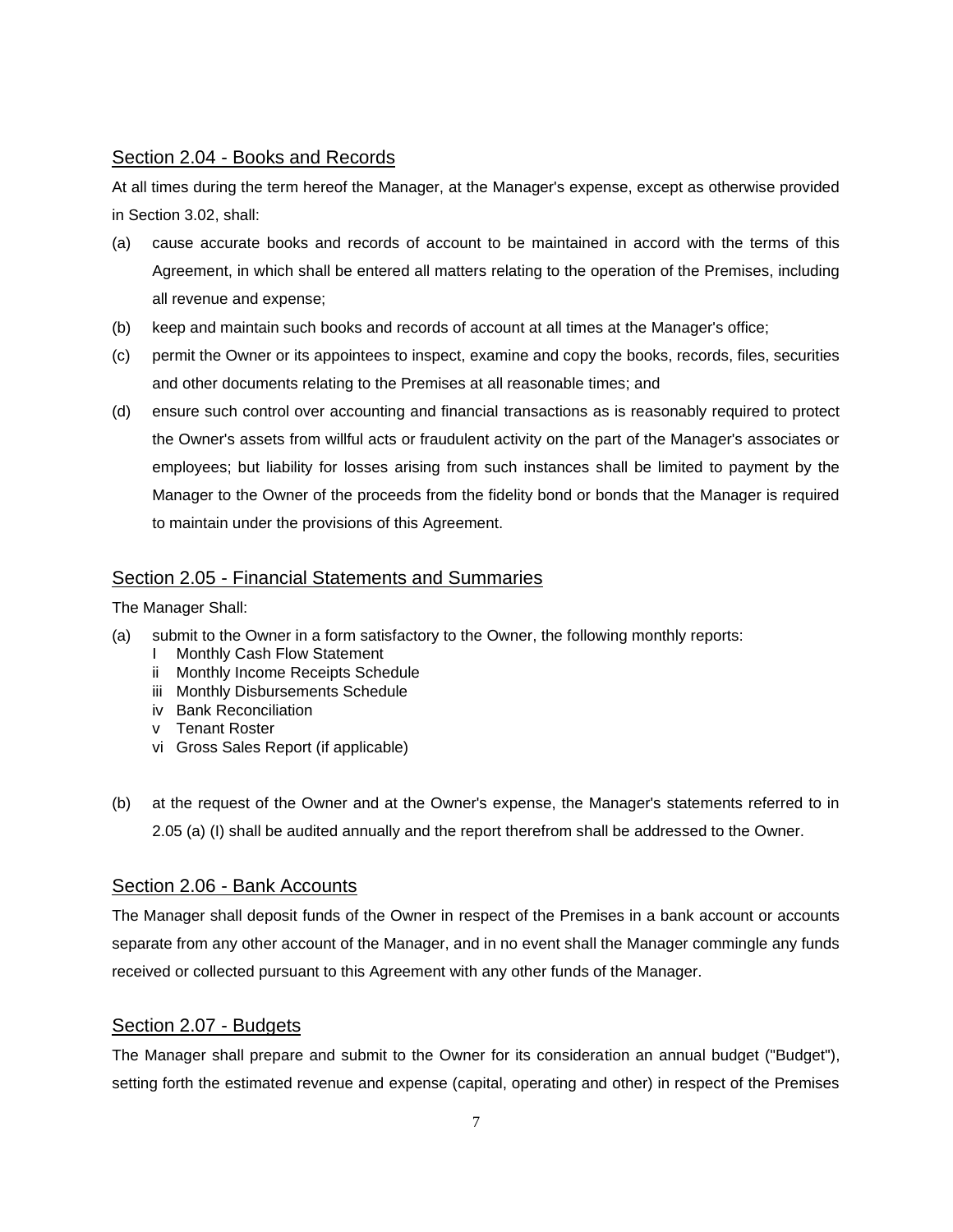## Section 2.04 - Books and Records

At all times during the term hereof the Manager, at the Manager's expense, except as otherwise provided in Section 3.02, shall:

(a) cause accurate books and records of account to be maintained in accord with the terms of this Agreement, in which shall be entered all matters relating to the operation of the Premises, including all revenue and expense;

(b) keep and maintain such books and records of account at all times at the Manager's office;

(c) permit the Owner or its appointees to inspect, examine and copy the books, records, files, securities and other documents relating to the Premises at all reasonable times; and

(d) ensure such control over accounting and financial transactions as is reasonably required to protect the Owner's assets from willful acts or fraudulent activity on the part of the Manager's associates or employees; but liability for losses arising from such instances shall be limited to payment by the Manager to the Owner of the proceeds from the fidelity bond or bonds that the Manager is required to maintain under the provisions of this Agreement.

## Section 2.05 - Financial Statements and Summaries

The Manager Shall:

(a) submit to the Owner in a form satisfactory to the Owner, the following monthly reports:
    - I Monthly Cash Flow Statement
    - ii Monthly Income Receipts Schedule
    - iii Monthly Disbursements Schedule
    - iv Bank Reconciliation
    - v Tenant Roster
    - vi Gross Sales Report (if applicable)

(b) at the request of the Owner and at the Owner's expense, the Manager's statements referred to in 2.05 (a) (I) shall be audited annually and the report therefrom shall be addressed to the Owner.

## Section 2.06 - Bank Accounts

The Manager shall deposit funds of the Owner in respect of the Premises in a bank account or accounts separate from any other account of the Manager, and in no event shall the Manager commingle any funds received or collected pursuant to this Agreement with any other funds of the Manager.

## Section 2.07 - Budgets

The Manager shall prepare and submit to the Owner for its consideration an annual budget ("Budget"), setting forth the estimated revenue and expense (capital, operating and other) in respect of the Premises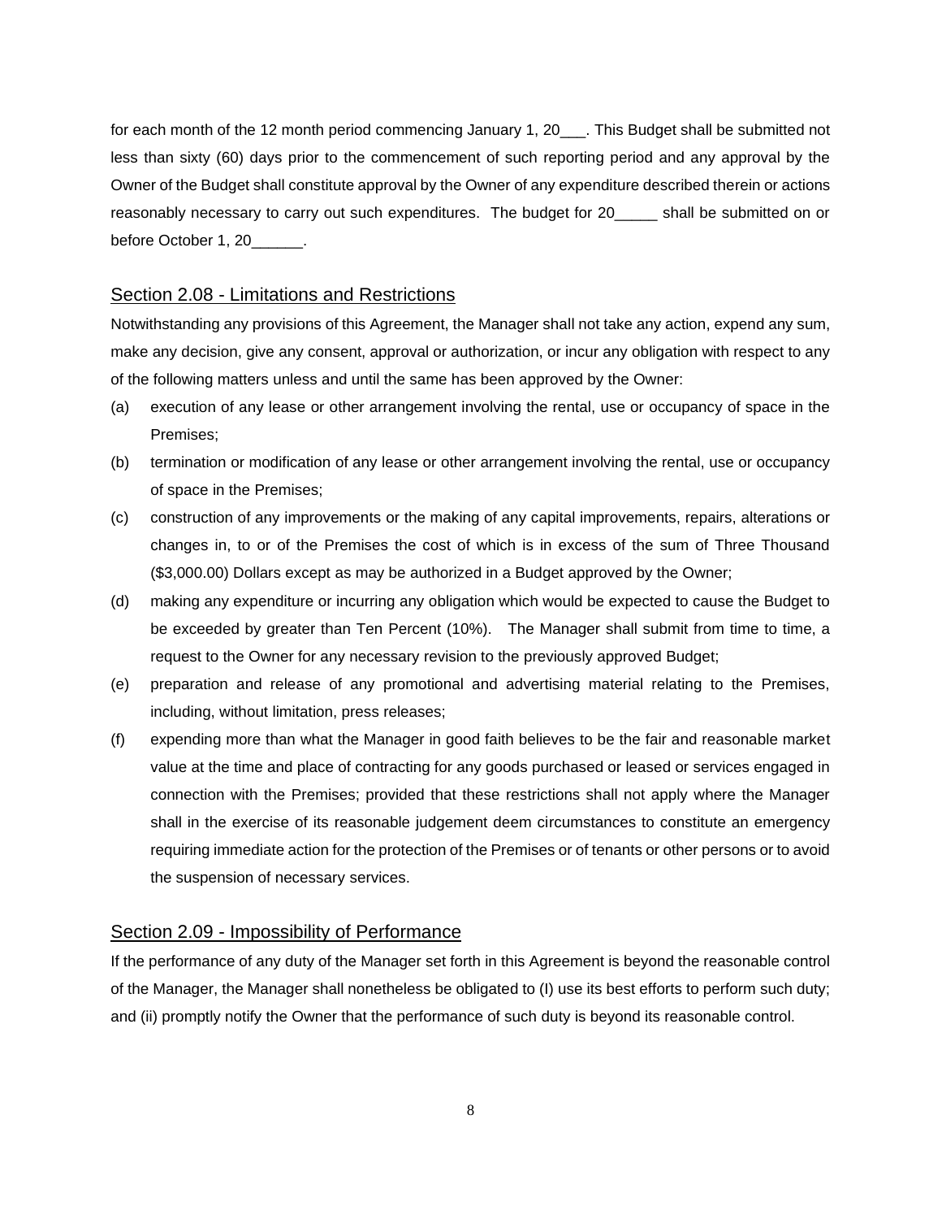for each month of the 12 month period commencing January 1, 20___. This Budget shall be submitted not less than sixty (60) days prior to the commencement of such reporting period and any approval by the Owner of the Budget shall constitute approval by the Owner of any expenditure described therein or actions reasonably necessary to carry out such expenditures. The budget for 20_____ shall be submitted on or before October 1, 20______.

## Section 2.08 - Limitations and Restrictions

Notwithstanding any provisions of this Agreement, the Manager shall not take any action, expend any sum, make any decision, give any consent, approval or authorization, or incur any obligation with respect to any of the following matters unless and until the same has been approved by the Owner:

(a) execution of any lease or other arrangement involving the rental, use or occupancy of space in the Premises;

(b) termination or modification of any lease or other arrangement involving the rental, use or occupancy of space in the Premises;

(c) construction of any improvements or the making of any capital improvements, repairs, alterations or changes in, to or of the Premises the cost of which is in excess of the sum of Three Thousand ($3,000.00) Dollars except as may be authorized in a Budget approved by the Owner;

(d) making any expenditure or incurring any obligation which would be expected to cause the Budget to be exceeded by greater than Ten Percent (10%). The Manager shall submit from time to time, a request to the Owner for any necessary revision to the previously approved Budget;

(e) preparation and release of any promotional and advertising material relating to the Premises, including, without limitation, press releases;

(f) expending more than what the Manager in good faith believes to be the fair and reasonable market value at the time and place of contracting for any goods purchased or leased or services engaged in connection with the Premises; provided that these restrictions shall not apply where the Manager shall in the exercise of its reasonable judgement deem circumstances to constitute an emergency requiring immediate action for the protection of the Premises or of tenants or other persons or to avoid the suspension of necessary services.

## Section 2.09 - Impossibility of Performance

If the performance of any duty of the Manager set forth in this Agreement is beyond the reasonable control of the Manager, the Manager shall nonetheless be obligated to (I) use its best efforts to perform such duty; and (ii) promptly notify the Owner that the performance of such duty is beyond its reasonable control.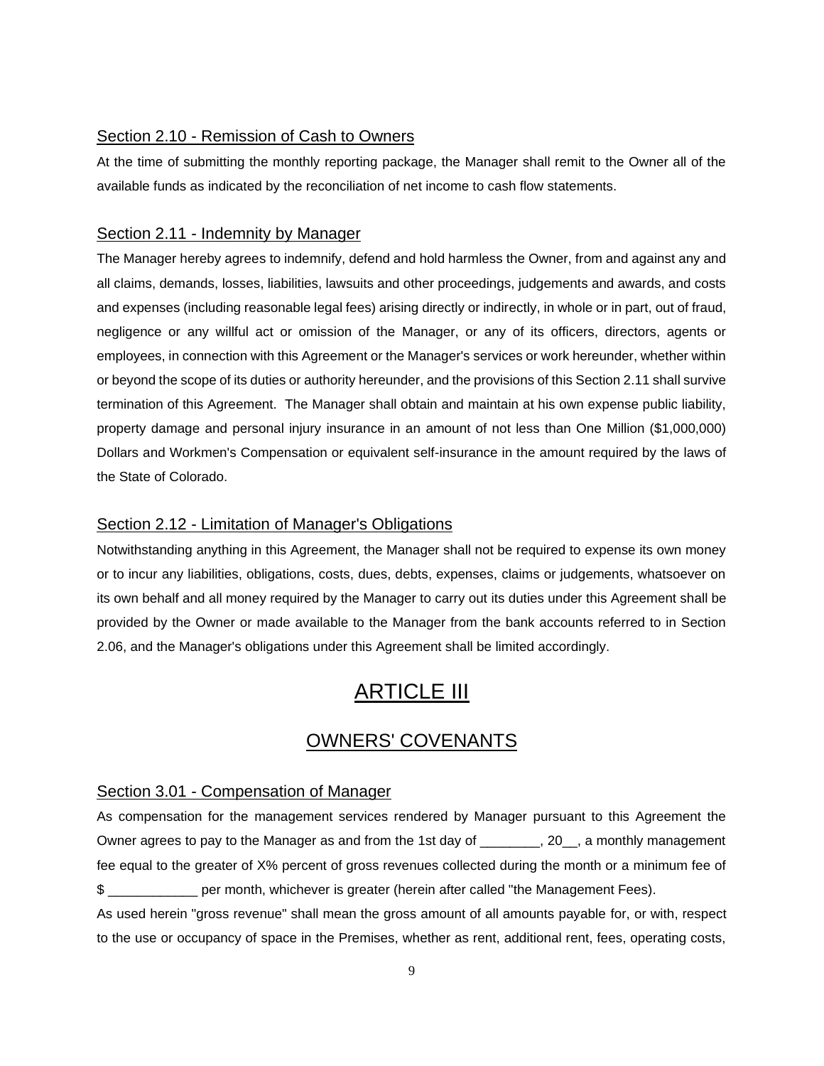Section 2.10 - Remission of Cash to Owners

At the time of submitting the monthly reporting package, the Manager shall remit to the Owner all of the available funds as indicated by the reconciliation of net income to cash flow statements.

Section 2.11 - Indemnity by Manager

The Manager hereby agrees to indemnify, defend and hold harmless the Owner, from and against any and all claims, demands, losses, liabilities, lawsuits and other proceedings, judgements and awards, and costs and expenses (including reasonable legal fees) arising directly or indirectly, in whole or in part, out of fraud, negligence or any willful act or omission of the Manager, or any of its officers, directors, agents or employees, in connection with this Agreement or the Manager's services or work hereunder, whether within or beyond the scope of its duties or authority hereunder, and the provisions of this Section 2.11 shall survive termination of this Agreement. The Manager shall obtain and maintain at his own expense public liability, property damage and personal injury insurance in an amount of not less than One Million ($1,000,000) Dollars and Workmen's Compensation or equivalent self-insurance in the amount required by the laws of the State of Colorado.

Section 2.12 - Limitation of Manager's Obligations

Notwithstanding anything in this Agreement, the Manager shall not be required to expense its own money or to incur any liabilities, obligations, costs, dues, debts, expenses, claims or judgements, whatsoever on its own behalf and all money required by the Manager to carry out its duties under this Agreement shall be provided by the Owner or made available to the Manager from the bank accounts referred to in Section 2.06, and the Manager's obligations under this Agreement shall be limited accordingly.

# ARTICLE III

## OWNERS' COVENANTS

Section 3.01 - Compensation of Manager

As compensation for the management services rendered by Manager pursuant to this Agreement the Owner agrees to pay to the Manager as and from the 1st day of ________, 20__, a monthly management fee equal to the greater of X% percent of gross revenues collected during the month or a minimum fee of $ ____________ per month, whichever is greater (herein after called "the Management Fees).

As used herein "gross revenue" shall mean the gross amount of all amounts payable for, or with, respect to the use or occupancy of space in the Premises, whether as rent, additional rent, fees, operating costs,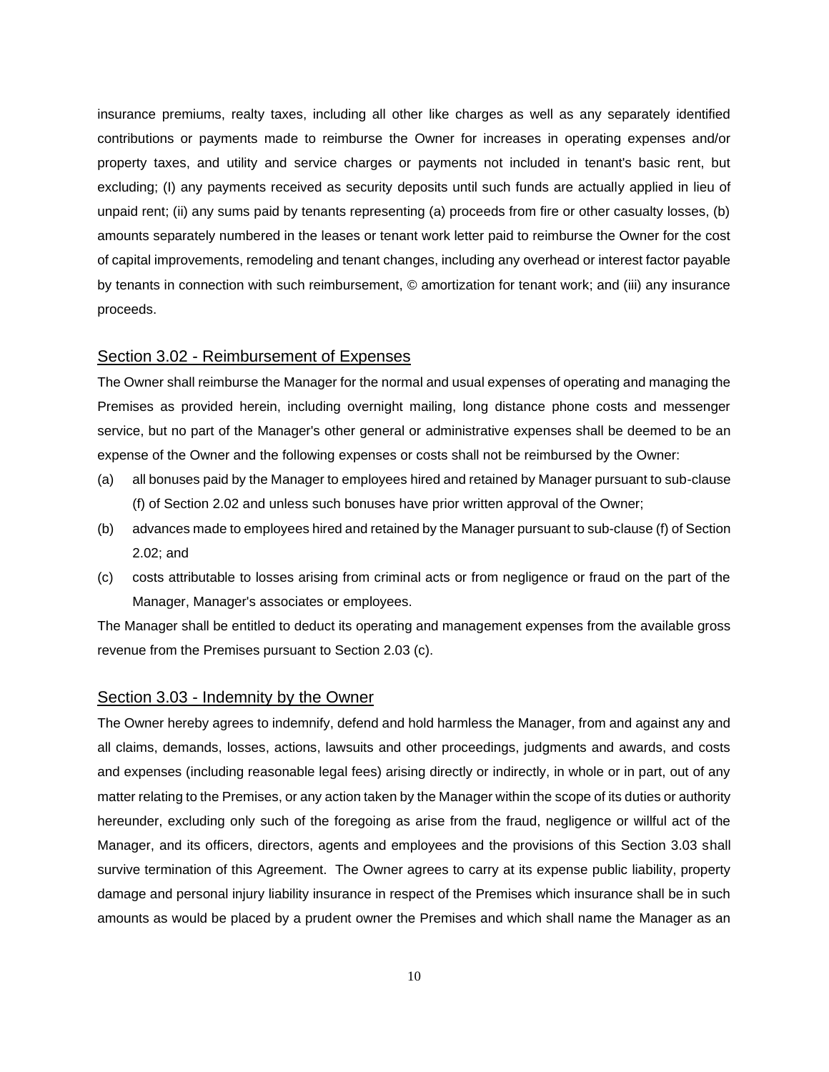insurance premiums, realty taxes, including all other like charges as well as any separately identified contributions or payments made to reimburse the Owner for increases in operating expenses and/or property taxes, and utility and service charges or payments not included in tenant's basic rent, but excluding; (I) any payments received as security deposits until such funds are actually applied in lieu of unpaid rent; (ii) any sums paid by tenants representing (a) proceeds from fire or other casualty losses, (b) amounts separately numbered in the leases or tenant work letter paid to reimburse the Owner for the cost of capital improvements, remodeling and tenant changes, including any overhead or interest factor payable by tenants in connection with such reimbursement, © amortization for tenant work; and (iii) any insurance proceeds.

## Section 3.02 - Reimbursement of Expenses

The Owner shall reimburse the Manager for the normal and usual expenses of operating and managing the Premises as provided herein, including overnight mailing, long distance phone costs and messenger service, but no part of the Manager's other general or administrative expenses shall be deemed to be an expense of the Owner and the following expenses or costs shall not be reimbursed by the Owner:

(a) all bonuses paid by the Manager to employees hired and retained by Manager pursuant to sub-clause (f) of Section 2.02 and unless such bonuses have prior written approval of the Owner;

(b) advances made to employees hired and retained by the Manager pursuant to sub-clause (f) of Section 2.02; and

(c) costs attributable to losses arising from criminal acts or from negligence or fraud on the part of the Manager, Manager's associates or employees.

The Manager shall be entitled to deduct its operating and management expenses from the available gross revenue from the Premises pursuant to Section 2.03 (c).

## Section 3.03 - Indemnity by the Owner

The Owner hereby agrees to indemnify, defend and hold harmless the Manager, from and against any and all claims, demands, losses, actions, lawsuits and other proceedings, judgments and awards, and costs and expenses (including reasonable legal fees) arising directly or indirectly, in whole or in part, out of any matter relating to the Premises, or any action taken by the Manager within the scope of its duties or authority hereunder, excluding only such of the foregoing as arise from the fraud, negligence or willful act of the Manager, and its officers, directors, agents and employees and the provisions of this Section 3.03 shall survive termination of this Agreement. The Owner agrees to carry at its expense public liability, property damage and personal injury liability insurance in respect of the Premises which insurance shall be in such amounts as would be placed by a prudent owner the Premises and which shall name the Manager as an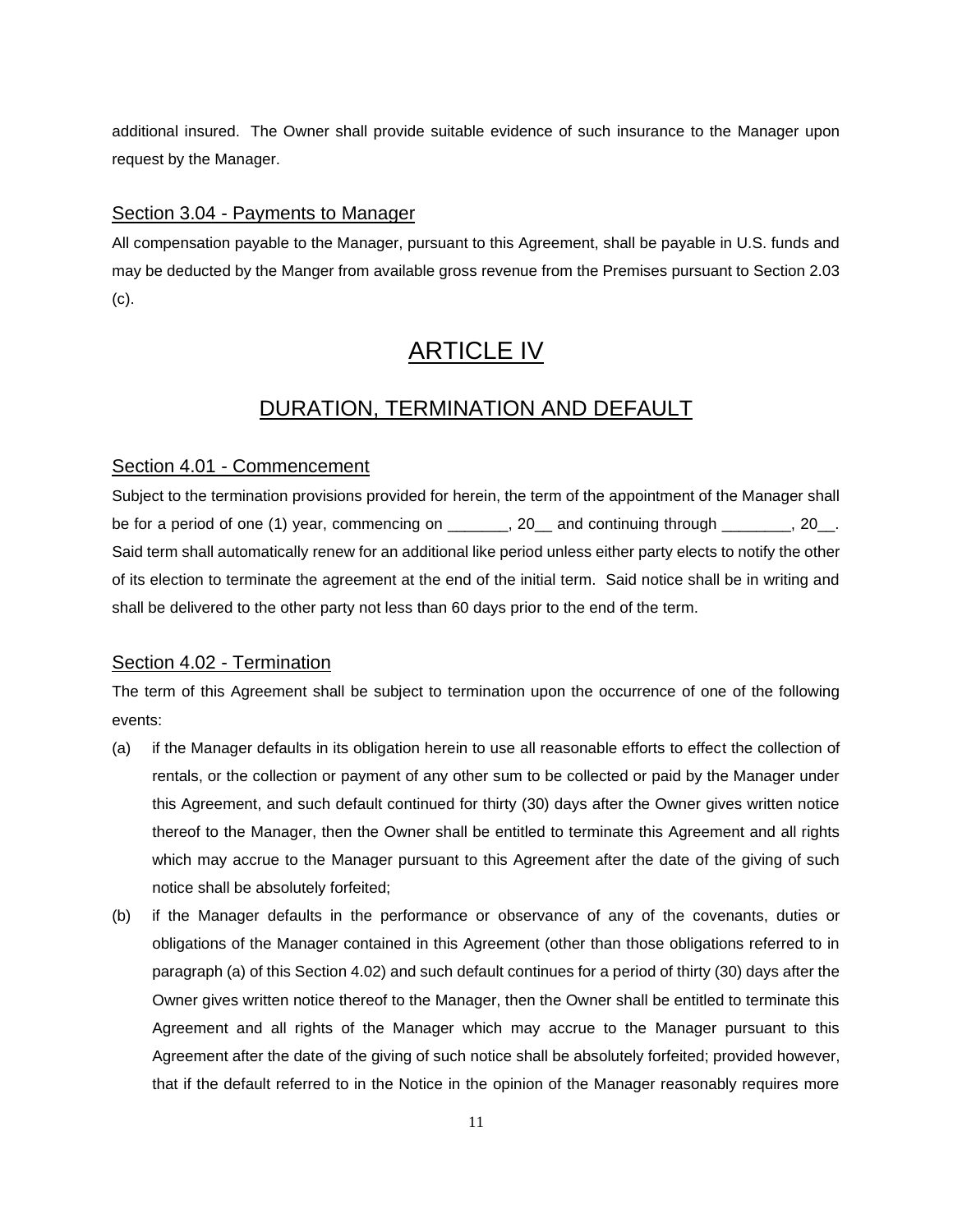additional insured. The Owner shall provide suitable evidence of such insurance to the Manager upon request by the Manager.

### Section 3.04 - Payments to Manager

All compensation payable to the Manager, pursuant to this Agreement, shall be payable in U.S. funds and may be deducted by the Manger from available gross revenue from the Premises pursuant to Section 2.03 (c).

# ARTICLE IV

## DURATION, TERMINATION AND DEFAULT

### Section 4.01 - Commencement

Subject to the termination provisions provided for herein, the term of the appointment of the Manager shall be for a period of one (1) year, commencing on _______, 20__ and continuing through ________, 20__. Said term shall automatically renew for an additional like period unless either party elects to notify the other of its election to terminate the agreement at the end of the initial term. Said notice shall be in writing and shall be delivered to the other party not less than 60 days prior to the end of the term.

### Section 4.02 - Termination

The term of this Agreement shall be subject to termination upon the occurrence of one of the following events:

(a) if the Manager defaults in its obligation herein to use all reasonable efforts to effect the collection of rentals, or the collection or payment of any other sum to be collected or paid by the Manager under this Agreement, and such default continued for thirty (30) days after the Owner gives written notice thereof to the Manager, then the Owner shall be entitled to terminate this Agreement and all rights which may accrue to the Manager pursuant to this Agreement after the date of the giving of such notice shall be absolutely forfeited;

(b) if the Manager defaults in the performance or observance of any of the covenants, duties or obligations of the Manager contained in this Agreement (other than those obligations referred to in paragraph (a) of this Section 4.02) and such default continues for a period of thirty (30) days after the Owner gives written notice thereof to the Manager, then the Owner shall be entitled to terminate this Agreement and all rights of the Manager which may accrue to the Manager pursuant to this Agreement after the date of the giving of such notice shall be absolutely forfeited; provided however, that if the default referred to in the Notice in the opinion of the Manager reasonably requires more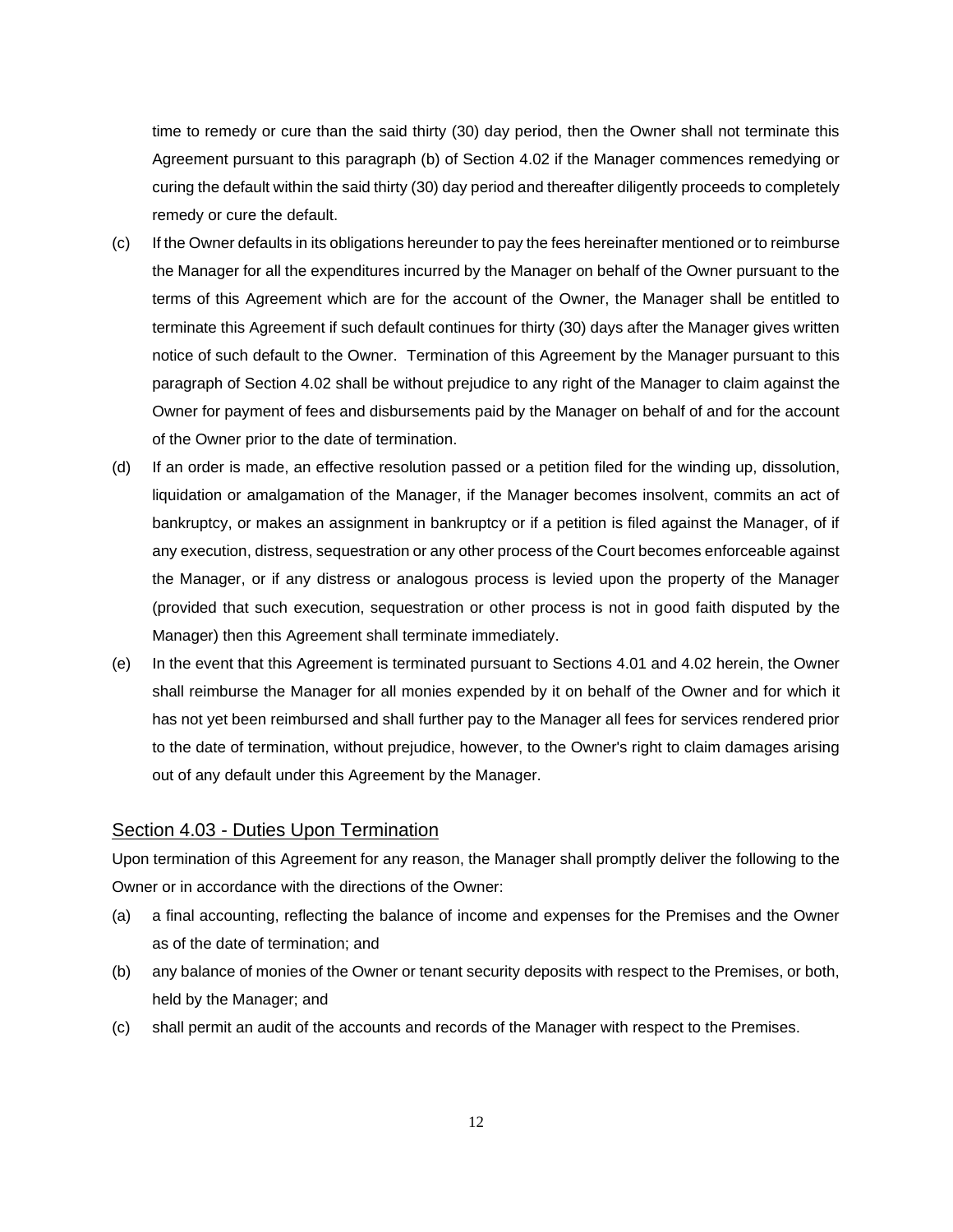time to remedy or cure than the said thirty (30) day period, then the Owner shall not terminate this Agreement pursuant to this paragraph (b) of Section 4.02 if the Manager commences remedying or curing the default within the said thirty (30) day period and thereafter diligently proceeds to completely remedy or cure the default.

(c) If the Owner defaults in its obligations hereunder to pay the fees hereinafter mentioned or to reimburse the Manager for all the expenditures incurred by the Manager on behalf of the Owner pursuant to the terms of this Agreement which are for the account of the Owner, the Manager shall be entitled to terminate this Agreement if such default continues for thirty (30) days after the Manager gives written notice of such default to the Owner. Termination of this Agreement by the Manager pursuant to this paragraph of Section 4.02 shall be without prejudice to any right of the Manager to claim against the Owner for payment of fees and disbursements paid by the Manager on behalf of and for the account of the Owner prior to the date of termination.

(d) If an order is made, an effective resolution passed or a petition filed for the winding up, dissolution, liquidation or amalgamation of the Manager, if the Manager becomes insolvent, commits an act of bankruptcy, or makes an assignment in bankruptcy or if a petition is filed against the Manager, of if any execution, distress, sequestration or any other process of the Court becomes enforceable against the Manager, or if any distress or analogous process is levied upon the property of the Manager (provided that such execution, sequestration or other process is not in good faith disputed by the Manager) then this Agreement shall terminate immediately.

(e) In the event that this Agreement is terminated pursuant to Sections 4.01 and 4.02 herein, the Owner shall reimburse the Manager for all monies expended by it on behalf of the Owner and for which it has not yet been reimbursed and shall further pay to the Manager all fees for services rendered prior to the date of termination, without prejudice, however, to the Owner's right to claim damages arising out of any default under this Agreement by the Manager.

## Section 4.03 - Duties Upon Termination

Upon termination of this Agreement for any reason, the Manager shall promptly deliver the following to the Owner or in accordance with the directions of the Owner:

(a) a final accounting, reflecting the balance of income and expenses for the Premises and the Owner as of the date of termination; and

(b) any balance of monies of the Owner or tenant security deposits with respect to the Premises, or both, held by the Manager; and

(c) shall permit an audit of the accounts and records of the Manager with respect to the Premises.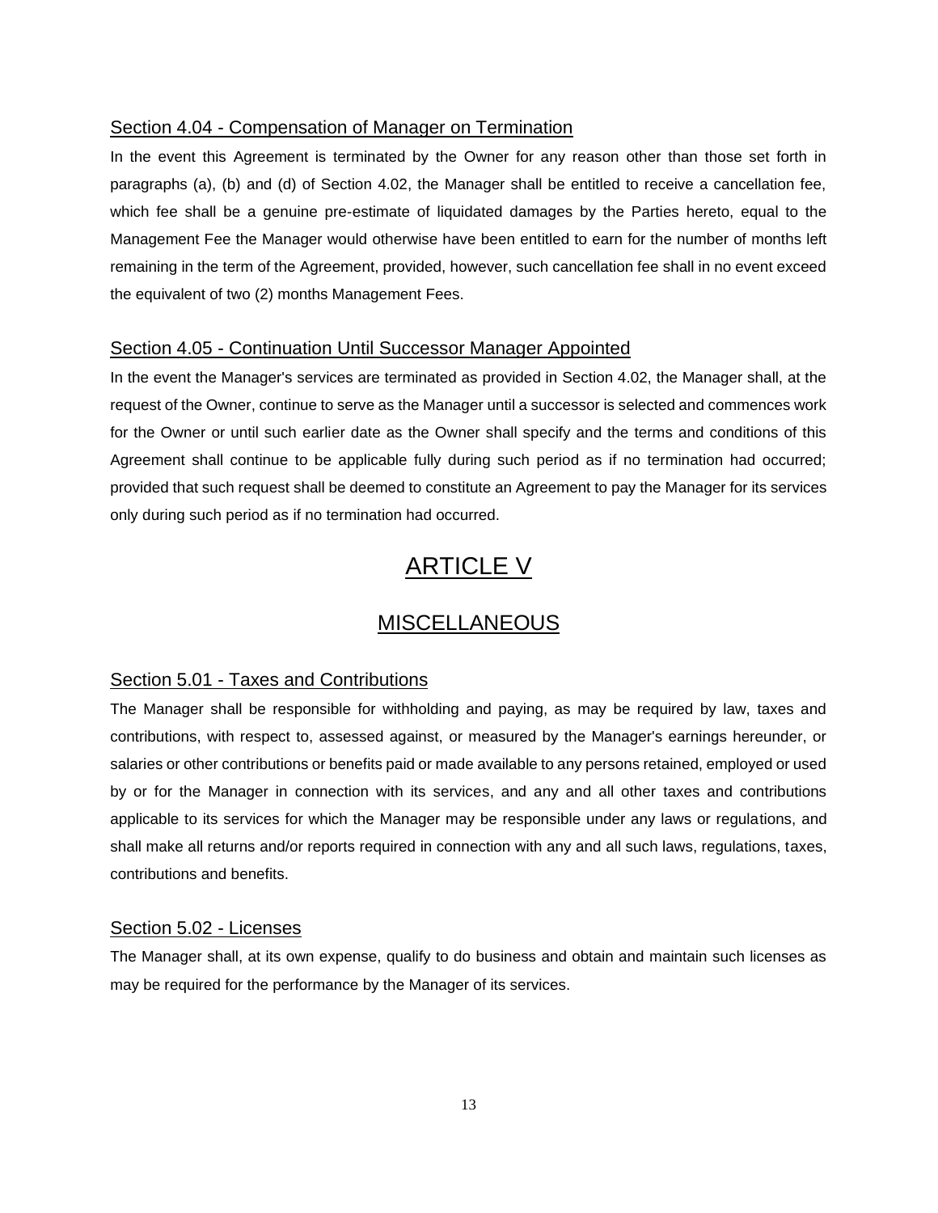### Section 4.04 - Compensation of Manager on Termination

In the event this Agreement is terminated by the Owner for any reason other than those set forth in paragraphs (a), (b) and (d) of Section 4.02, the Manager shall be entitled to receive a cancellation fee, which fee shall be a genuine pre-estimate of liquidated damages by the Parties hereto, equal to the Management Fee the Manager would otherwise have been entitled to earn for the number of months left remaining in the term of the Agreement, provided, however, such cancellation fee shall in no event exceed the equivalent of two (2) months Management Fees.

### Section 4.05 - Continuation Until Successor Manager Appointed

In the event the Manager's services are terminated as provided in Section 4.02, the Manager shall, at the request of the Owner, continue to serve as the Manager until a successor is selected and commences work for the Owner or until such earlier date as the Owner shall specify and the terms and conditions of this Agreement shall continue to be applicable fully during such period as if no termination had occurred; provided that such request shall be deemed to constitute an Agreement to pay the Manager for its services only during such period as if no termination had occurred.

# ARTICLE V

## MISCELLANEOUS

### Section 5.01 - Taxes and Contributions

The Manager shall be responsible for withholding and paying, as may be required by law, taxes and contributions, with respect to, assessed against, or measured by the Manager's earnings hereunder, or salaries or other contributions or benefits paid or made available to any persons retained, employed or used by or for the Manager in connection with its services, and any and all other taxes and contributions applicable to its services for which the Manager may be responsible under any laws or regulations, and shall make all returns and/or reports required in connection with any and all such laws, regulations, taxes, contributions and benefits.

### Section 5.02 - Licenses

The Manager shall, at its own expense, qualify to do business and obtain and maintain such licenses as may be required for the performance by the Manager of its services.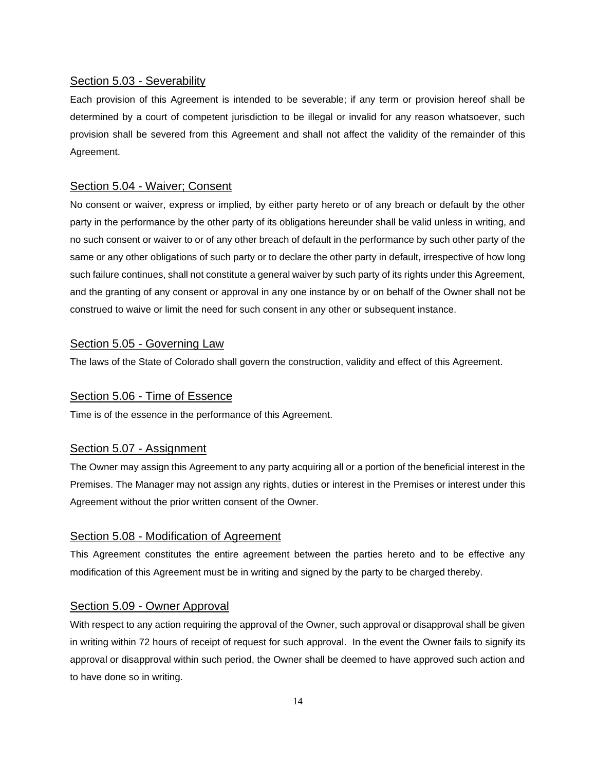### Section 5.03 - Severability

Each provision of this Agreement is intended to be severable; if any term or provision hereof shall be determined by a court of competent jurisdiction to be illegal or invalid for any reason whatsoever, such provision shall be severed from this Agreement and shall not affect the validity of the remainder of this Agreement.

### Section 5.04 - Waiver; Consent

No consent or waiver, express or implied, by either party hereto or of any breach or default by the other party in the performance by the other party of its obligations hereunder shall be valid unless in writing, and no such consent or waiver to or of any other breach of default in the performance by such other party of the same or any other obligations of such party or to declare the other party in default, irrespective of how long such failure continues, shall not constitute a general waiver by such party of its rights under this Agreement, and the granting of any consent or approval in any one instance by or on behalf of the Owner shall not be construed to waive or limit the need for such consent in any other or subsequent instance.

### Section 5.05 - Governing Law

The laws of the State of Colorado shall govern the construction, validity and effect of this Agreement.

### Section 5.06 - Time of Essence

Time is of the essence in the performance of this Agreement.

### Section 5.07 - Assignment

The Owner may assign this Agreement to any party acquiring all or a portion of the beneficial interest in the Premises. The Manager may not assign any rights, duties or interest in the Premises or interest under this Agreement without the prior written consent of the Owner.

### Section 5.08 - Modification of Agreement

This Agreement constitutes the entire agreement between the parties hereto and to be effective any modification of this Agreement must be in writing and signed by the party to be charged thereby.

### Section 5.09 - Owner Approval

With respect to any action requiring the approval of the Owner, such approval or disapproval shall be given in writing within 72 hours of receipt of request for such approval. In the event the Owner fails to signify its approval or disapproval within such period, the Owner shall be deemed to have approved such action and to have done so in writing.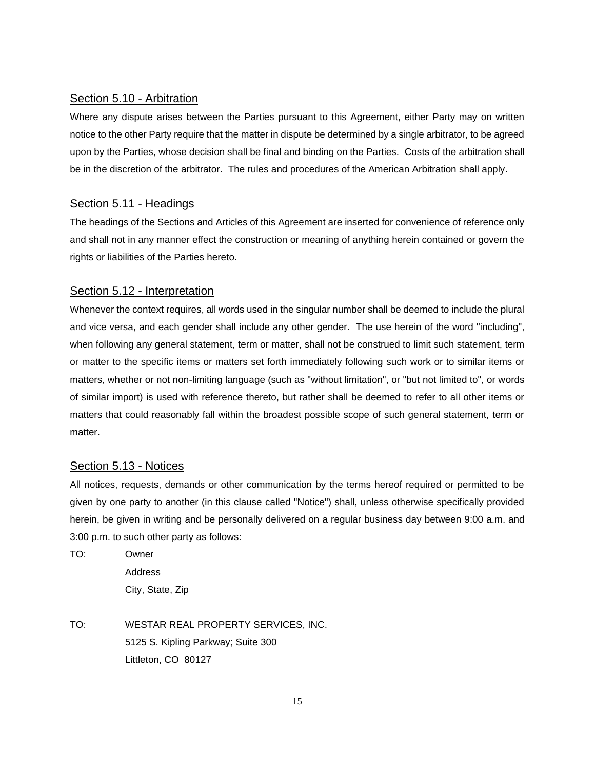## Section 5.10 - Arbitration

Where any dispute arises between the Parties pursuant to this Agreement, either Party may on written notice to the other Party require that the matter in dispute be determined by a single arbitrator, to be agreed upon by the Parties, whose decision shall be final and binding on the Parties. Costs of the arbitration shall be in the discretion of the arbitrator. The rules and procedures of the American Arbitration shall apply.

## Section 5.11 - Headings

The headings of the Sections and Articles of this Agreement are inserted for convenience of reference only and shall not in any manner effect the construction or meaning of anything herein contained or govern the rights or liabilities of the Parties hereto.

## Section 5.12 - Interpretation

Whenever the context requires, all words used in the singular number shall be deemed to include the plural and vice versa, and each gender shall include any other gender. The use herein of the word "including", when following any general statement, term or matter, shall not be construed to limit such statement, term or matter to the specific items or matters set forth immediately following such work or to similar items or matters, whether or not non-limiting language (such as "without limitation", or "but not limited to", or words of similar import) is used with reference thereto, but rather shall be deemed to refer to all other items or matters that could reasonably fall within the broadest possible scope of such general statement, term or matter.

## Section 5.13 - Notices

All notices, requests, demands or other communication by the terms hereof required or permitted to be given by one party to another (in this clause called "Notice") shall, unless otherwise specifically provided herein, be given in writing and be personally delivered on a regular business day between 9:00 a.m. and 3:00 p.m. to such other party as follows:

TO: Owner
Address
City, State, Zip

TO: WESTAR REAL PROPERTY SERVICES, INC.
5125 S. Kipling Parkway; Suite 300
Littleton, CO 80127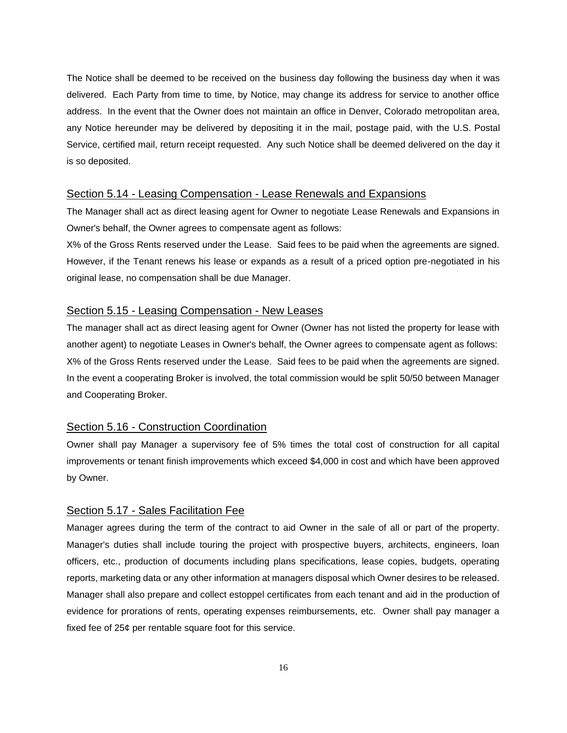The Notice shall be deemed to be received on the business day following the business day when it was delivered. Each Party from time to time, by Notice, may change its address for service to another office address. In the event that the Owner does not maintain an office in Denver, Colorado metropolitan area, any Notice hereunder may be delivered by depositing it in the mail, postage paid, with the U.S. Postal Service, certified mail, return receipt requested. Any such Notice shall be deemed delivered on the day it is so deposited.

## Section 5.14 - Leasing Compensation - Lease Renewals and Expansions

The Manager shall act as direct leasing agent for Owner to negotiate Lease Renewals and Expansions in Owner's behalf, the Owner agrees to compensate agent as follows:

X% of the Gross Rents reserved under the Lease. Said fees to be paid when the agreements are signed. However, if the Tenant renews his lease or expands as a result of a priced option pre-negotiated in his original lease, no compensation shall be due Manager.

## Section 5.15 - Leasing Compensation - New Leases

The manager shall act as direct leasing agent for Owner (Owner has not listed the property for lease with another agent) to negotiate Leases in Owner's behalf, the Owner agrees to compensate agent as follows:

X% of the Gross Rents reserved under the Lease. Said fees to be paid when the agreements are signed. In the event a cooperating Broker is involved, the total commission would be split 50/50 between Manager and Cooperating Broker.

## Section 5.16 - Construction Coordination

Owner shall pay Manager a supervisory fee of 5% times the total cost of construction for all capital improvements or tenant finish improvements which exceed $4,000 in cost and which have been approved by Owner.

## Section 5.17 - Sales Facilitation Fee

Manager agrees during the term of the contract to aid Owner in the sale of all or part of the property. Manager's duties shall include touring the project with prospective buyers, architects, engineers, loan officers, etc., production of documents including plans specifications, lease copies, budgets, operating reports, marketing data or any other information at managers disposal which Owner desires to be released. Manager shall also prepare and collect estoppel certificates from each tenant and aid in the production of evidence for prorations of rents, operating expenses reimbursements, etc. Owner shall pay manager a fixed fee of 25¢ per rentable square foot for this service.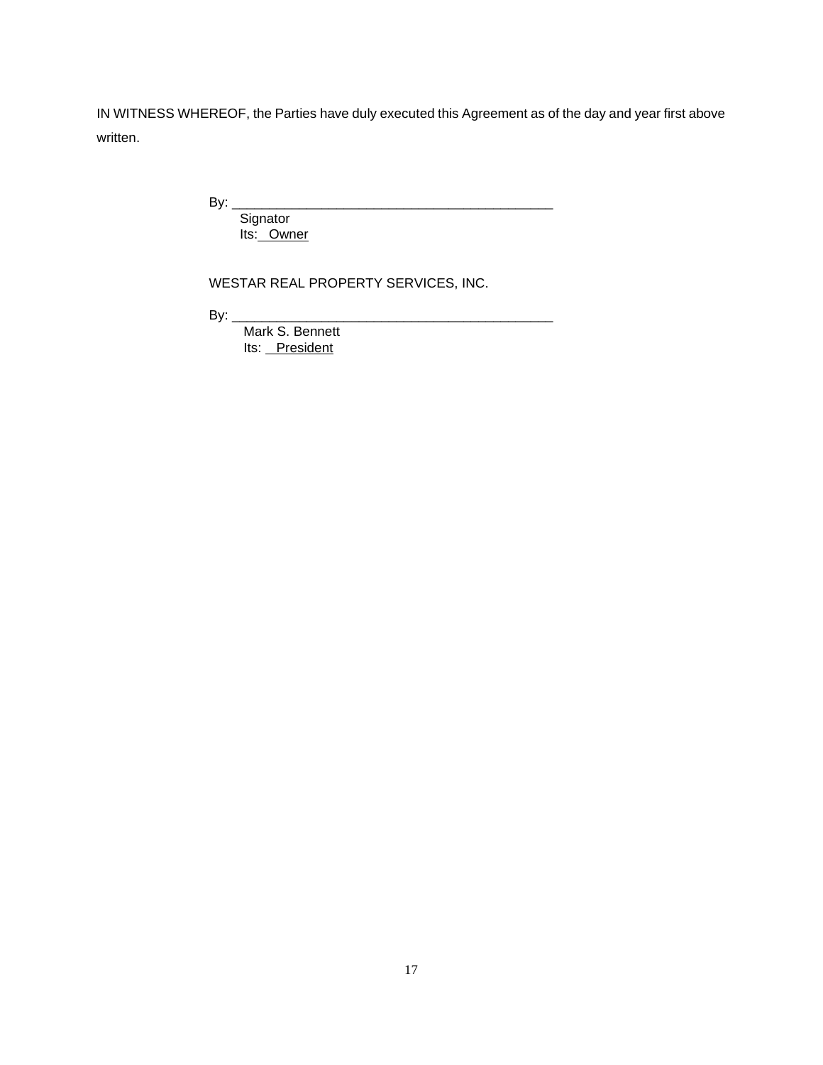IN WITNESS WHEREOF, the Parties have duly executed this Agreement as of the day and year first above written.

By: _____________________________________________

Signator

Its: Owner

WESTAR REAL PROPERTY SERVICES, INC.

By: _____________________________________________

Mark S. Bennett

Its: President